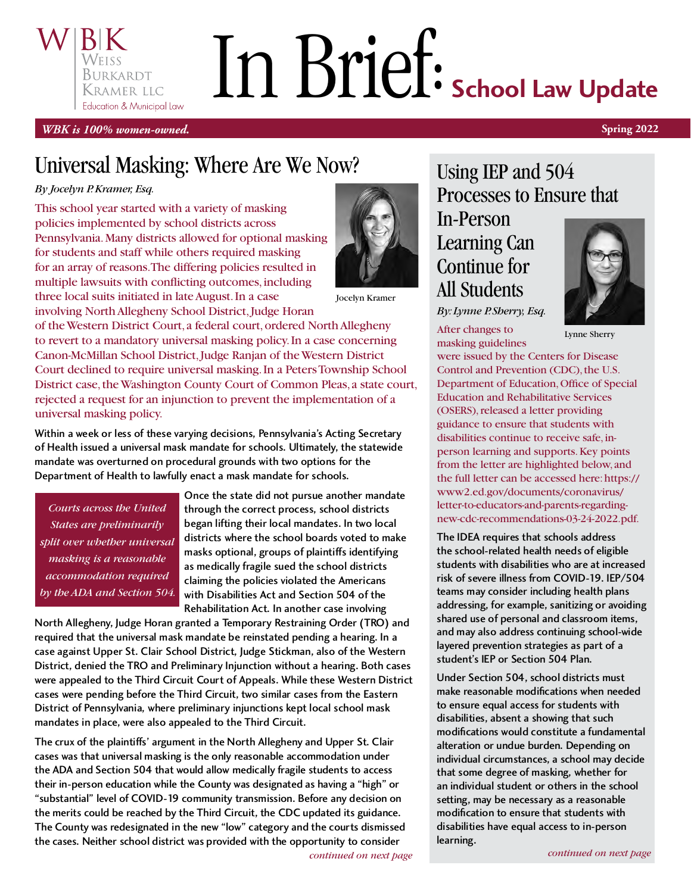WBK | Weiss Burkardt Kramer LLC | Education & Municipal Law

# In Brief: School Law Update

*WBK is 100% women-owned.* **Spring 2022**

## Universal Masking: Where Are We Now?

*By Jocelyn P. Kramer, Esq.*

Jocelyn Kramer

This school year started with a variety of masking policies implemented by school districts across Pennsylvania. Many districts allowed for optional masking for students and staff while others required masking for an array of reasons. The differing policies resulted in multiple lawsuits with conflicting outcomes, including three local suits initiated in late August. In a case involving North Allegheny School District, Judge Horan of the Western District Court, a federal court, ordered North Allegheny to revert to a mandatory universal masking policy. In a case concerning Canon-McMillan School District, Judge Ranjan of the Western District Court declined to require universal masking. In a Peters Township School District case, the Washington County Court of Common Pleas, a state court, rejected a request for an injunction to prevent the implementation of a universal masking policy.

Within a week or less of these varying decisions, Pennsylvania's Acting Secretary of Health issued a universal mask mandate for schools. Ultimately, the statewide mandate was overturned on procedural grounds with two options for the Department of Health to lawfully enact a mask mandate for schools.

> *Courts across the United States are preliminarily split over whether universal masking is a reasonable accommodation required by the ADA and Section 504.*

Once the state did not pursue another mandate through the correct process, school districts began lifting their local mandates. In two local districts where the school boards voted to make masks optional, groups of plaintiffs identifying as medically fragile sued the school districts claiming the policies violated the Americans with Disabilities Act and Section 504 of the Rehabilitation Act. In another case involving North Allegheny, Judge Horan granted a Temporary Restraining Order (TRO) and required that the universal mask mandate be reinstated pending a hearing. In a case against Upper St. Clair School District, Judge Stickman, also of the Western District, denied the TRO and Preliminary Injunction without a hearing. Both cases were appealed to the Third Circuit Court of Appeals. While these Western District cases were pending before the Third Circuit, two similar cases from the Eastern District of Pennsylvania, where preliminary injunctions kept local school mask mandates in place, were also appealed to the Third Circuit.

The crux of the plaintiffs' argument in the North Allegheny and Upper St. Clair cases was that universal masking is the only reasonable accommodation under the ADA and Section 504 that would allow medically fragile students to access their in-person education while the County was designated as having a "high" or "substantial" level of COVID-19 community transmission. Before any decision on the merits could be reached by the Third Circuit, the CDC updated its guidance. The County was redesignated in the new "low" category and the courts dismissed the cases. Neither school district was provided with the opportunity to consider

*continued on next page*

## Using IEP and 504 Processes to Ensure that In-Person Learning Can Continue for All Students

*By: Lynne P. Sherry, Esq.*

Lynne Sherry

After changes to masking guidelines were issued by the Centers for Disease Control and Prevention (CDC), the U.S. Department of Education, Office of Special Education and Rehabilitative Services (OSERS), released a letter providing guidance to ensure that students with disabilities continue to receive safe, in-person learning and supports. Key points from the letter are highlighted below, and the full letter can be accessed here: https://www2.ed.gov/documents/coronavirus/letter-to-educators-and-parents-regarding-new-cdc-recommendations-03-24-2022.pdf.

The IDEA requires that schools address the school-related health needs of eligible students with disabilities who are at increased risk of severe illness from COVID-19. IEP/504 teams may consider including health plans addressing, for example, sanitizing or avoiding shared use of personal and classroom items, and may also address continuing school-wide layered prevention strategies as part of a student's IEP or Section 504 Plan.

Under Section 504, school districts must make reasonable modifications when needed to ensure equal access for students with disabilities, absent a showing that such modifications would constitute a fundamental alteration or undue burden. Depending on individual circumstances, a school may decide that some degree of masking, whether for an individual student or others in the school setting, may be necessary as a reasonable modification to ensure that students with disabilities have equal access to in-person learning.

*continued on next page*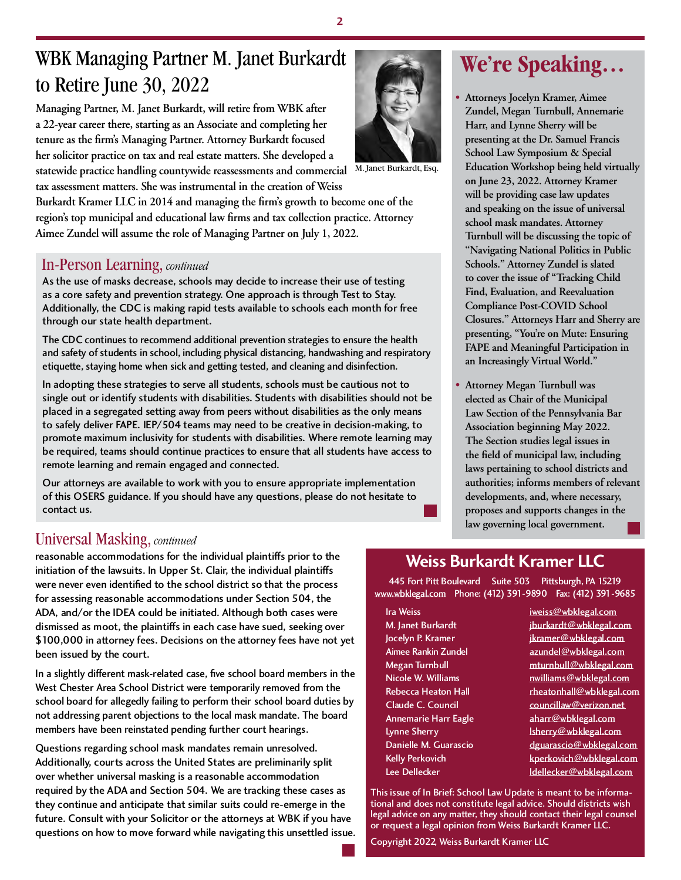# WBK Managing Partner M. Janet Burkardt to Retire June 30, 2022

**Managing Partner, M. Janet Burkardt, will retire from WBK after a 22-year career there, starting as an Associate and completing her tenure as the firm's Managing Partner. Attorney Burkardt focused her solicitor practice on tax and real estate matters. She developed a statewide practice handling countywide reassessments and commercial tax assessment matters. She was instrumental in the creation of Weiss Burkardt Kramer LLC in 2014 and managing the firm's growth to become one of the region's top municipal and educational law firms and tax collection practice. Attorney Aimee Zundel will assume the role of Managing Partner on July 1, 2022.**

M. Janet Burkardt, Esq.

## In-Person Learning, *continued*

As the use of masks decrease, schools may decide to increase their use of testing as a core safety and prevention strategy. One approach is through Test to Stay. Additionally, the CDC is making rapid tests available to schools each month for free through our state health department.

The CDC continues to recommend additional prevention strategies to ensure the health and safety of students in school, including physical distancing, handwashing and respiratory etiquette, staying home when sick and getting tested, and cleaning and disinfection.

In adopting these strategies to serve all students, schools must be cautious not to single out or identify students with disabilities. Students with disabilities should not be placed in a segregated setting away from peers without disabilities as the only means to safely deliver FAPE. IEP/504 teams may need to be creative in decision-making, to promote maximum inclusivity for students with disabilities. Where remote learning may be required, teams should continue practices to ensure that all students have access to remote learning and remain engaged and connected.

Our attorneys are available to work with you to ensure appropriate implementation of this OSERS guidance. If you should have any questions, please do not hesitate to contact us.

## Universal Masking, *continued*

reasonable accommodations for the individual plaintiffs prior to the initiation of the lawsuits. In Upper St. Clair, the individual plaintiffs were never even identified to the school district so that the process for assessing reasonable accommodations under Section 504, the ADA, and/or the IDEA could be initiated. Although both cases were dismissed as moot, the plaintiffs in each case have sued, seeking over $100,000 in attorney fees. Decisions on the attorney fees have not yet been issued by the court.

In a slightly different mask-related case, five school board members in the West Chester Area School District were temporarily removed from the school board for allegedly failing to perform their school board duties by not addressing parent objections to the local mask mandate. The board members have been reinstated pending further court hearings.

Questions regarding school mask mandates remain unresolved. Additionally, courts across the United States are preliminarily split over whether universal masking is a reasonable accommodation required by the ADA and Section 504. We are tracking these cases as they continue and anticipate that similar suits could re-emerge in the future. Consult with your Solicitor or the attorneys at WBK if you have questions on how to move forward while navigating this unsettled issue.

## We're Speaking…

- **Attorneys Jocelyn Kramer, Aimee Zundel, Megan Turnbull, Annemarie Harr, and Lynne Sherry will be presenting at the Dr. Samuel Francis School Law Symposium & Special Education Workshop being held virtually on June 23, 2022. Attorney Kramer will be providing case law updates and speaking on the issue of universal school mask mandates. Attorney Turnbull will be discussing the topic of "Navigating National Politics in Public Schools." Attorney Zundel is slated to cover the issue of "Tracking Child Find, Evaluation, and Reevaluation Compliance Post-COVID School Closures." Attorneys Harr and Sherry are presenting, "You're on Mute: Ensuring FAPE and Meaningful Participation in an Increasingly Virtual World."**
- **Attorney Megan Turnbull was elected as Chair of the Municipal Law Section of the Pennsylvania Bar Association beginning May 2022. The Section studies legal issues in the field of municipal law, including laws pertaining to school districts and authorities; informs members of relevant developments, and, where necessary, proposes and supports changes in the law governing local government.**

## Weiss Burkardt Kramer LLC

445 Fort Pitt Boulevard Suite 503 Pittsburgh, PA 15219
www.wbklegal.com Phone: (412) 391-9890 Fax: (412) 391-9685

| | |
|---|---|
| Ira Weiss | iweiss@wbklegal.com |
| M. Janet Burkardt | jburkardt@wbklegal.com |
| Jocelyn P. Kramer | jkramer@wbklegal.com |
| Aimee Rankin Zundel | azundel@wbklegal.com |
| Megan Turnbull | mturnbull@wbklegal.com |
| Nicole W. Williams | nwilliams@wbklegal.com |
| Rebecca Heaton Hall | rheatonhall@wbklegal.com |
| Claude C. Council | councillaw@verizon.net |
| Annemarie Harr Eagle | aharr@wbklegal.com |
| Lynne Sherry | lsherry@wbklegal.com |
| Danielle M. Guarascio | dguarascio@wbklegal.com |
| Kelly Perkovich | kperkovich@wbklegal.com |
| Lee Dellecker | ldellecker@wbklegal.com |

This issue of In Brief: School Law Update is meant to be informational and does not constitute legal advice. Should districts wish legal advice on any matter, they should contact their legal counsel or request a legal opinion from Weiss Burkardt Kramer LLC.

Copyright 2022, Weiss Burkardt Kramer LLC